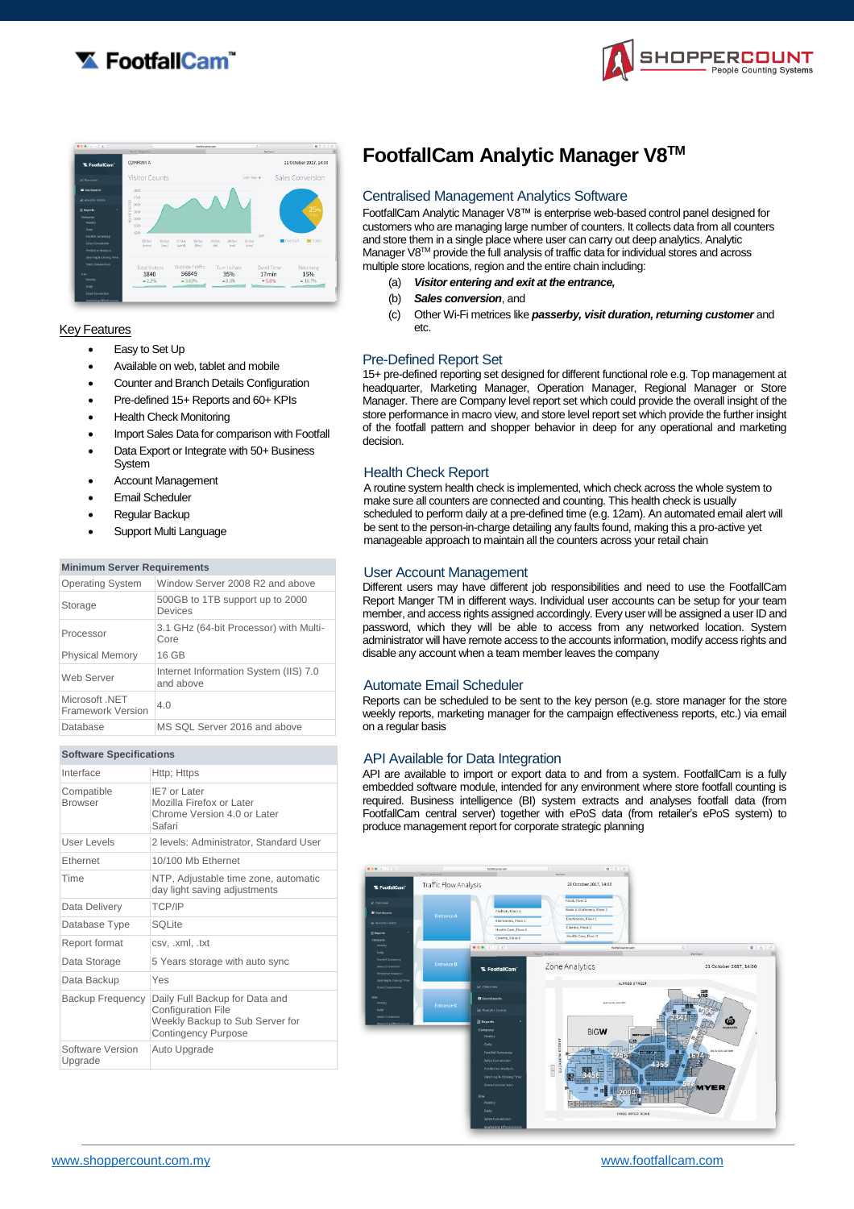FootfallCam™

SHOPPERCOUNT
People Counting Systems

# FootfallCam Analytic Manager V8™

## Centralised Management Analytics Software

FootfallCam Analytic Manager V8™ is enterprise web-based control panel designed for customers who are managing large number of counters. It collects data from all counters and store them in a single place where user can carry out deep analytics. Analytic Manager V8™ provide the full analysis of traffic data for individual stores and across multiple store locations, region and the entire chain including:

(a) ***Visitor entering and exit at the entrance,***
(b) ***Sales conversion***, and
(c) Other Wi-Fi metrices like ***passerby, visit duration, returning customer*** and etc.

## Pre-Defined Report Set

15+ pre-defined reporting set designed for different functional role e.g. Top management at headquarter, Marketing Manager, Operation Manager, Regional Manager or Store Manager. There are Company level report set which could provide the overall insight of the store performance in macro view, and store level report set which provide the further insight of the footfall pattern and shopper behavior in deep for any operational and marketing decision.

## Health Check Report

A routine system health check is implemented, which check across the whole system to make sure all counters are connected and counting. This health check is usually scheduled to perform daily at a pre-defined time (e.g. 12am). An automated email alert will be sent to the person-in-charge detailing any faults found, making this a pro-active yet manageable approach to maintain all the counters across your retail chain

## User Account Management

Different users may have different job responsibilities and need to use the FootfallCam Report Manger TM in different ways. Individual user accounts can be setup for your team member, and access rights assigned accordingly. Every user will be assigned a user ID and password, which they will be able to access from any networked location. System administrator will have remote access to the accounts information, modify access rights and disable any account when a team member leaves the company

## Automate Email Scheduler

Reports can be scheduled to be sent to the key person (e.g. store manager for the store weekly reports, marketing manager for the campaign effectiveness reports, etc.) via email on a regular basis

## API Available for Data Integration

API are available to import or export data to and from a system. FootfallCam is a fully embedded software module, intended for any environment where store footfall counting is required. Business intelligence (BI) system extracts and analyses store footfall data (from FootfallCam central server) together with ePoS data (from retailer's ePoS system) to produce management report for corporate strategic planning

## Key Features

- Easy to Set Up
- Available on web, tablet and mobile
- Counter and Branch Details Configuration
- Pre-defined 15+ Reports and 60+ KPIs
- Health Check Monitoring
- Import Sales Data for comparison with Footfall
- Data Export or Integrate with 50+ Business System
- Account Management
- Email Scheduler
- Regular Backup
- Support Multi Language

| Minimum Server Requirements | |
|---|---|
| Operating System | Window Server 2008 R2 and above |
| Storage | 500GB to 1TB support up to 2000 Devices |
| Processor | 3.1 GHz (64-bit Processor) with Multi-Core |
| Physical Memory | 16 GB |
| Web Server | Internet Information System (IIS) 7.0 and above |
| Microsoft .NET Framework Version | 4.0 |
| Database | MS SQL Server 2016 and above |

| Software Specifications | |
|---|---|
| Interface | Http; Https |
| Compatible Browser | IE7 or Later<br>Mozilla Firefox or Later<br>Chrome Version 4.0 or Later<br>Safari |
| User Levels | 2 levels: Administrator, Standard User |
| Ethernet | 10/100 Mb Ethernet |
| Time | NTP, Adjustable time zone, automatic day light saving adjustments |
| Data Delivery | TCP/IP |
| Database Type | SQLite |
| Report format | csv, .xml, .txt |
| Data Storage | 5 Years storage with auto sync |
| Data Backup | Yes |
| Backup Frequency | Daily Full Backup for Data and Configuration File<br>Weekly Backup to Sub Server for Contingency Purpose |
| Software Version Upgrade | Auto Upgrade |

www.shoppercount.com.my www.footfallcam.com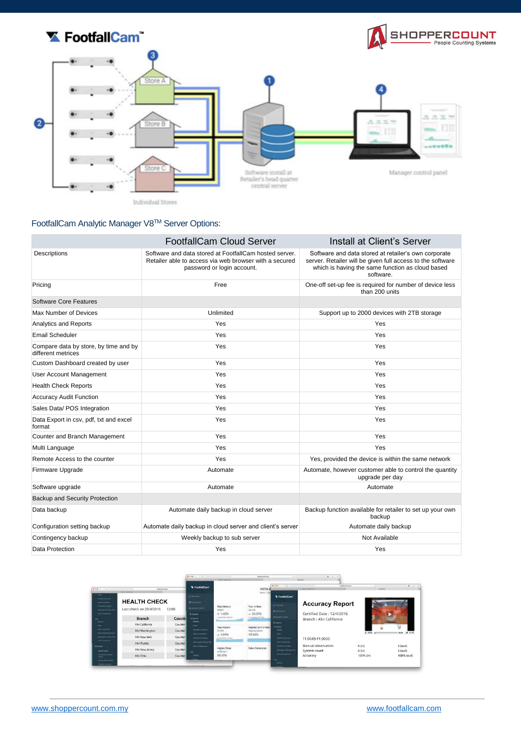FootfallCam™

SHOPPERCOUNT
People Counting Systems

## FootfallCam Analytic Manager V8™ Server Options:

| | FootfallCam Cloud Server | Install at Client's Server |
|---|---|---|
| Descriptions | Software and data stored at FootfallCam hosted server. Retailer able to access via web browser with a secured password or login account. | Software and data stored at retailer's own corporate server. Retailer will be given full access to the software which is having the same function as cloud based software. |
| Pricing | Free | One-off set-up fee is required for number of device less than 200 units |
| Software Core Features | | |
| Max Number of Devices | Unlimited | Support up to 2000 devices with 2TB storage |
| Analytics and Reports | Yes | Yes |
| Email Scheduler | Yes | Yes |
| Compare data by store, by time and by different metrices | Yes | Yes |
| Custom Dashboard created by user | Yes | Yes |
| User Account Management | Yes | Yes |
| Health Check Reports | Yes | Yes |
| Accuracy Audit Function | Yes | Yes |
| Sales Data/ POS Integration | Yes | Yes |
| Data Export in csv, pdf, txt and excel format | Yes | Yes |
| Counter and Branch Management | Yes | Yes |
| Multi Language | Yes | Yes |
| Remote Access to the counter | Yes | Yes, provided the device is within the same network |
| Firmware Upgrade | Automate | Automate, however customer able to control the quantity upgrade per day |
| Software upgrade | Automate | Automate |
| Backup and Security Protection | | |
| Data backup | Automate daily backup in cloud server | Backup function available for retailer to set up your own backup |
| Configuration setting backup | Automate daily backup in cloud server and client's server | Automate daily backup |
| Contingency backup | Weekly backup to sub server | Not Available |
| Data Protection | Yes | Yes |

www.shoppercount.com.my

www.footfallcam.com